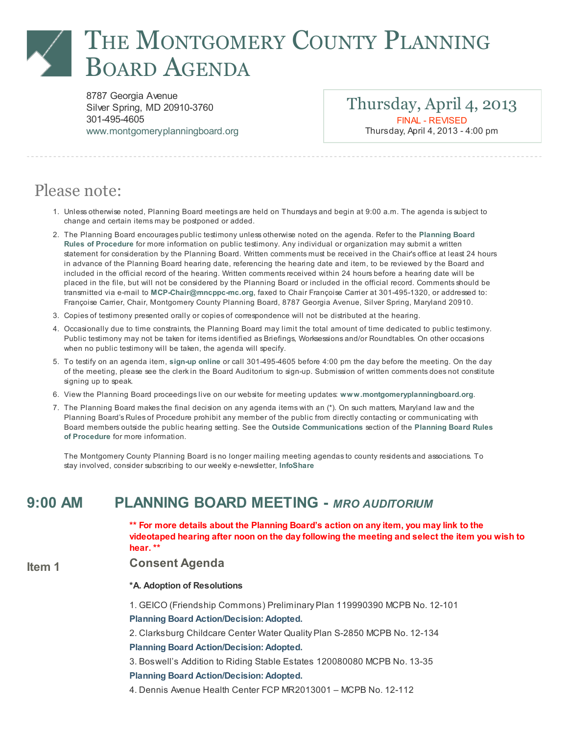# The Montgomery County Planning Board Agenda

8787 Georgia Avenue
Silver Spring, MD 20910-3760
301-495-4605
www.montgomeryplanningboard.org

**Thursday, April 4, 2013**
FINAL - REVISED
Thursday, April 4, 2013 - 4:00 pm

## Please note:

1. Unless otherwise noted, Planning Board meetings are held on Thursdays and begin at 9:00 a.m. The agenda is subject to change and certain items may be postponed or added.
2. The Planning Board encourages public testimony unless otherwise noted on the agenda. Refer to the **Planning Board Rules of Procedure** for more information on public testimony. Any individual or organization may submit a written statement for consideration by the Planning Board. Written comments must be received in the Chair's office at least 24 hours in advance of the Planning Board hearing date, referencing the hearing date and item, to be reviewed by the Board and included in the official record of the hearing. Written comments received within 24 hours before a hearing date will be placed in the file, but will not be considered by the Planning Board or included in the official record. Comments should be transmitted via e-mail to **MCP-Chair@mncppc-mc.org**, faxed to Chair Françoise Carrier at 301-495-1320, or addressed to: Françoise Carrier, Chair, Montgomery County Planning Board, 8787 Georgia Avenue, Silver Spring, Maryland 20910.
3. Copies of testimony presented orally or copies of correspondence will not be distributed at the hearing.
4. Occasionally due to time constraints, the Planning Board may limit the total amount of time dedicated to public testimony. Public testimony may not be taken for items identified as Briefings, Worksessions and/or Roundtables. On other occasions when no public testimony will be taken, the agenda will specify.
5. To testify on an agenda item, **sign-up online** or call 301-495-4605 before 4:00 pm the day before the meeting. On the day of the meeting, please see the clerk in the Board Auditorium to sign-up. Submission of written comments does not constitute signing up to speak.
6. View the Planning Board proceedings live on our website for meeting updates: **www.montgomeryplanningboard.org**.
7. The Planning Board makes the final decision on any agenda items with an (*). On such matters, Maryland law and the Planning Board's Rules of Procedure prohibit any member of the public from directly contacting or communicating with Board members outside the public hearing setting. See the **Outside Communications** section of the **Planning Board Rules of Procedure** for more information.

The Montgomery County Planning Board is no longer mailing meeting agendas to county residents and associations. To stay involved, consider subscribing to our weekly e-newsletter, **InfoShare**

## 9:00 AM PLANNING BOARD MEETING - *MRO AUDITORIUM*

**\*\* For more details about the Planning Board's action on any item, you may link to the videotaped hearing after noon on the day following the meeting and select the item you wish to hear. \*\***

### Item 1 Consent Agenda

**\*A. Adoption of Resolutions**

1. GEICO (Friendship Commons) Preliminary Plan 119990390 MCPB No. 12-101

**Planning Board Action/Decision: Adopted.**

2. Clarksburg Childcare Center Water Quality Plan S-2850 MCPB No. 12-134

**Planning Board Action/Decision: Adopted.**

3. Boswell's Addition to Riding Stable Estates 120080080 MCPB No. 13-35

**Planning Board Action/Decision: Adopted.**

4. Dennis Avenue Health Center FCP MR2013001 – MCPB No. 12-112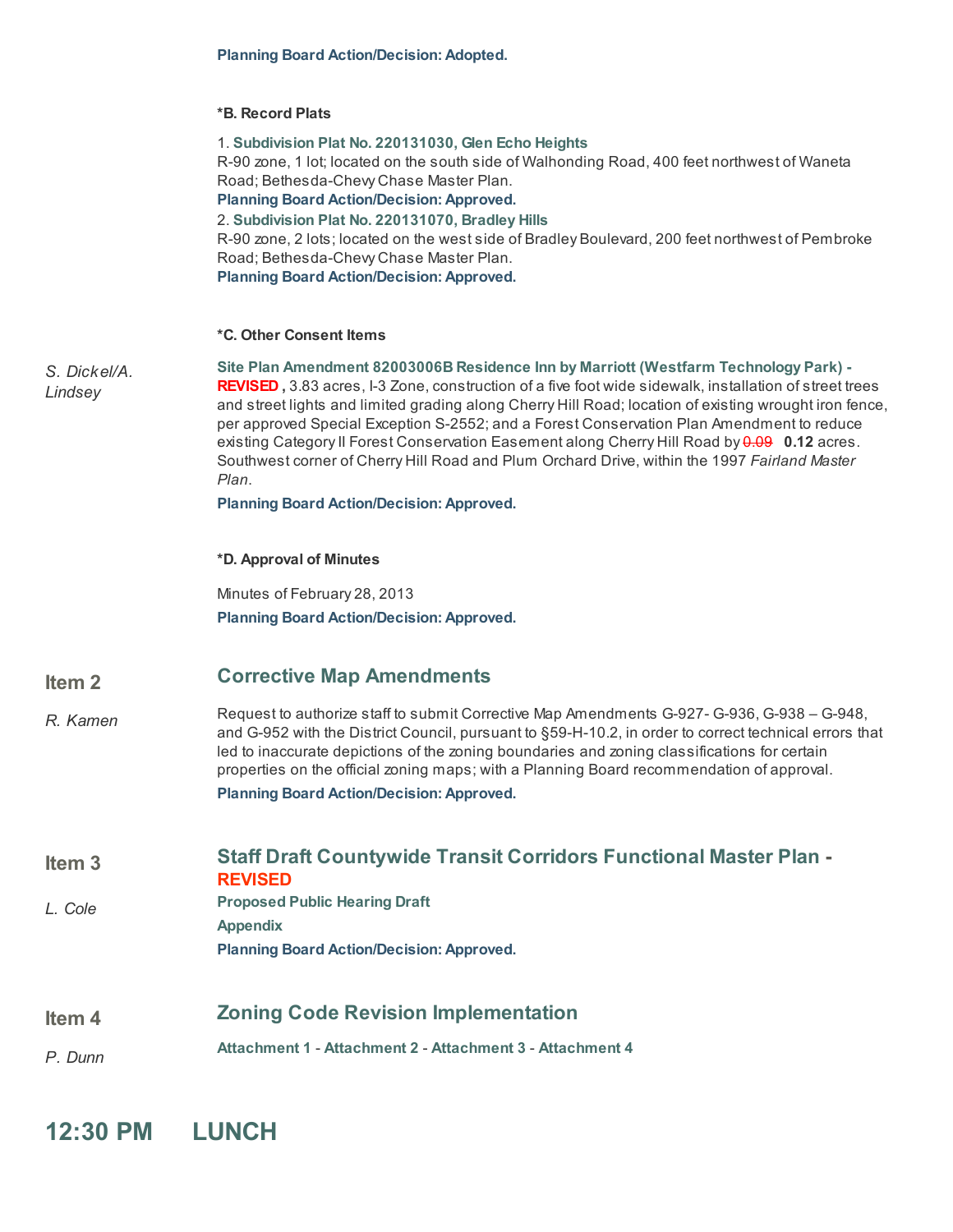**Planning Board Action/Decision: Adopted.**

**\*B. Record Plats**

1. **Subdivision Plat No. 220131030, Glen Echo Heights**
R-90 zone, 1 lot; located on the south side of Walhonding Road, 400 feet northwest of Waneta Road; Bethesda-Chevy Chase Master Plan.
**Planning Board Action/Decision: Approved.**

2. **Subdivision Plat No. 220131070, Bradley Hills**
R-90 zone, 2 lots; located on the west side of Bradley Boulevard, 200 feet northwest of Pembroke Road; Bethesda-Chevy Chase Master Plan.
**Planning Board Action/Decision: Approved.**

**\*C. Other Consent Items**

*S. Dickel/A. Lindsey*

**Site Plan Amendment 82003006B Residence Inn by Marriott (Westfarm Technology Park) - REVISED ,** 3.83 acres, I-3 Zone, construction of a five foot wide sidewalk, installation of street trees and street lights and limited grading along Cherry Hill Road; location of existing wrought iron fence, per approved Special Exception S-2552; and a Forest Conservation Plan Amendment to reduce existing Category II Forest Conservation Easement along Cherry Hill Road by ~~0.09~~ **0.12** acres. Southwest corner of Cherry Hill Road and Plum Orchard Drive, within the 1997 *Fairland Master Plan*.

**Planning Board Action/Decision: Approved.**

**\*D. Approval of Minutes**

Minutes of February 28, 2013

**Planning Board Action/Decision: Approved.**

## Item 2 — Corrective Map Amendments

*R. Kamen*

Request to authorize staff to submit Corrective Map Amendments G-927- G-936, G-938 – G-948, and G-952 with the District Council, pursuant to §59-H-10.2, in order to correct technical errors that led to inaccurate depictions of the zoning boundaries and zoning classifications for certain properties on the official zoning maps; with a Planning Board recommendation of approval.

**Planning Board Action/Decision: Approved.**

## Item 3 — Staff Draft Countywide Transit Corridors Functional Master Plan - REVISED

*L. Cole*

**Proposed Public Hearing Draft**

**Appendix**

**Planning Board Action/Decision: Approved.**

## Item 4 — Zoning Code Revision Implementation

*P. Dunn*

**Attachment 1 - Attachment 2 - Attachment 3 - Attachment 4**

## 12:30 PM LUNCH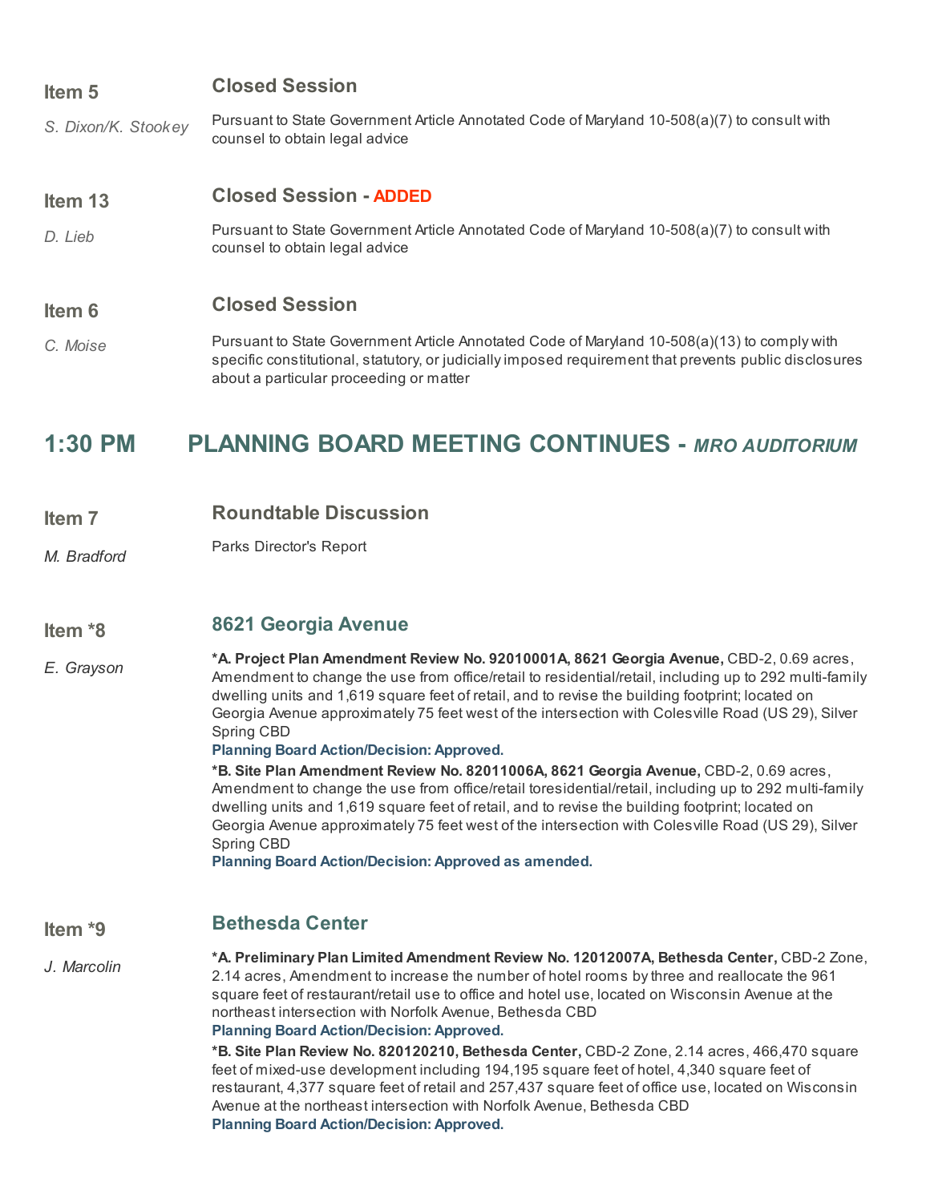**Item 5** — **Closed Session**

*S. Dixon/K. Stookey*

Pursuant to State Government Article Annotated Code of Maryland 10-508(a)(7) to consult with counsel to obtain legal advice

**Item 13** — **Closed Session - ADDED**

*D. Lieb*

Pursuant to State Government Article Annotated Code of Maryland 10-508(a)(7) to consult with counsel to obtain legal advice

**Item 6** — **Closed Session**

*C. Moise*

Pursuant to State Government Article Annotated Code of Maryland 10-508(a)(13) to comply with specific constitutional, statutory, or judicially imposed requirement that prevents public disclosures about a particular proceeding or matter

## 1:30 PM PLANNING BOARD MEETING CONTINUES - *MRO AUDITORIUM*

**Item 7** — **Roundtable Discussion**

*M. Bradford*

Parks Director's Report

**Item *8** — **8621 Georgia Avenue**

*E. Grayson*

***A. Project Plan Amendment Review No. 92010001A, 8621 Georgia Avenue,*** CBD-2, 0.69 acres, Amendment to change the use from office/retail to residential/retail, including up to 292 multi-family dwelling units and 1,619 square feet of retail, and to revise the building footprint; located on Georgia Avenue approximately 75 feet west of the intersection with Colesville Road (US 29), Silver Spring CBD

**Planning Board Action/Decision: Approved.**

***B. Site Plan Amendment Review No. 82011006A, 8621 Georgia Avenue,*** CBD-2, 0.69 acres, Amendment to change the use from office/retail toresidential/retail, including up to 292 multi-family dwelling units and 1,619 square feet of retail, and to revise the building footprint; located on Georgia Avenue approximately 75 feet west of the intersection with Colesville Road (US 29), Silver Spring CBD

**Planning Board Action/Decision: Approved as amended.**

**Item *9** — **Bethesda Center**

*J. Marcolin*

***A. Preliminary Plan Limited Amendment Review No. 12012007A, Bethesda Center,*** CBD-2 Zone, 2.14 acres, Amendment to increase the number of hotel rooms by three and reallocate the 961 square feet of restaurant/retail use to office and hotel use, located on Wisconsin Avenue at the northeast intersection with Norfolk Avenue, Bethesda CBD

**Planning Board Action/Decision: Approved.**

***B. Site Plan Review No. 820120210, Bethesda Center,*** CBD-2 Zone, 2.14 acres, 466,470 square feet of mixed-use development including 194,195 square feet of hotel, 4,340 square feet of restaurant, 4,377 square feet of retail and 257,437 square feet of office use, located on Wisconsin Avenue at the northeast intersection with Norfolk Avenue, Bethesda CBD

**Planning Board Action/Decision: Approved.**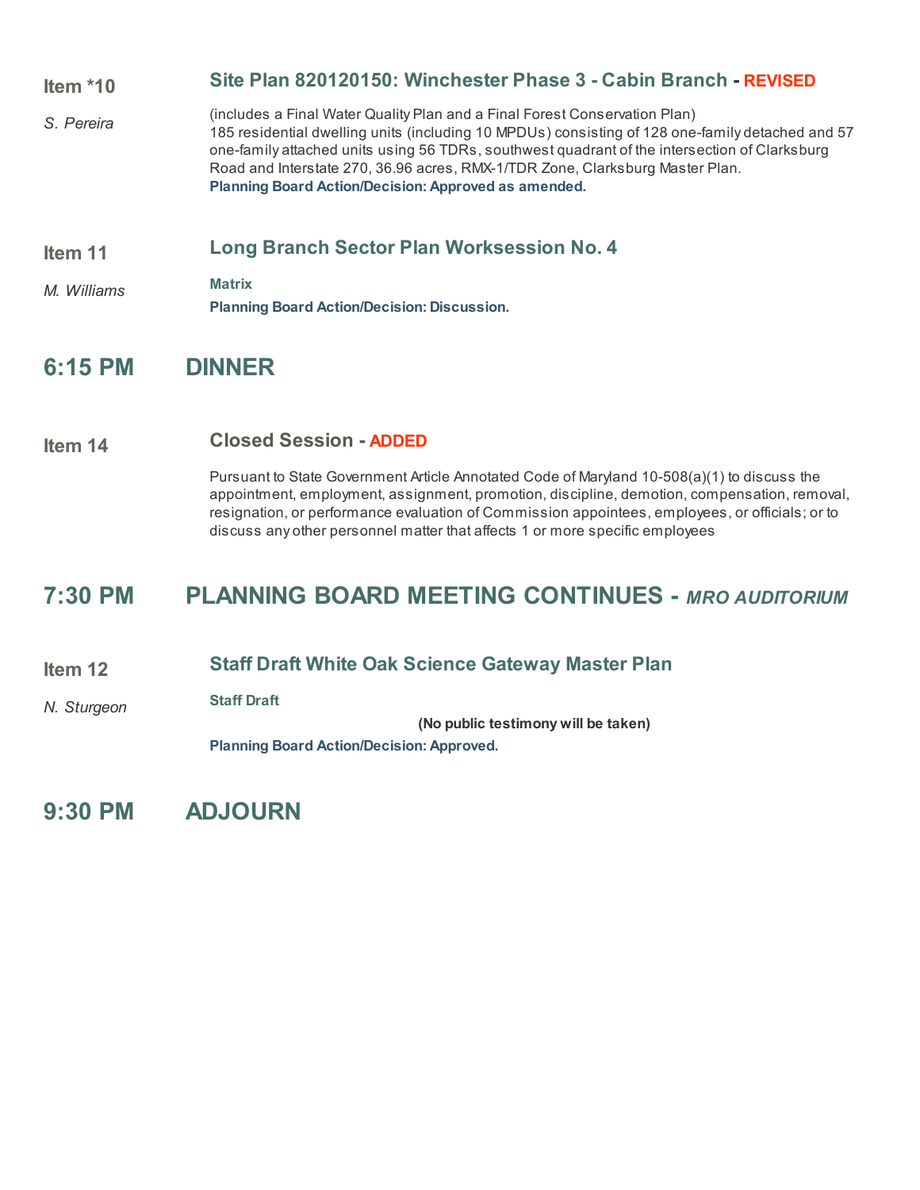**Item *10**

*S. Pereira*

### Site Plan 820120150: Winchester Phase 3 - Cabin Branch - REVISED

(includes a Final Water Quality Plan and a Final Forest Conservation Plan)
185 residential dwelling units (including 10 MPDUs) consisting of 128 one-family detached and 57 one-family attached units using 56 TDRs, southwest quadrant of the intersection of Clarksburg Road and Interstate 270, 36.96 acres, RMX-1/TDR Zone, Clarksburg Master Plan.
**Planning Board Action/Decision: Approved as amended.**

**Item 11**

*M. Williams*

### Long Branch Sector Plan Worksession No. 4

**Matrix**
**Planning Board Action/Decision: Discussion.**

## 6:15 PM DINNER

**Item 14**

### Closed Session - ADDED

Pursuant to State Government Article Annotated Code of Maryland 10-508(a)(1) to discuss the appointment, employment, assignment, promotion, discipline, demotion, compensation, removal, resignation, or performance evaluation of Commission appointees, employees, or officials; or to discuss any other personnel matter that affects 1 or more specific employees

## 7:30 PM PLANNING BOARD MEETING CONTINUES - *MRO AUDITORIUM*

**Item 12**

*N. Sturgeon*

### Staff Draft White Oak Science Gateway Master Plan

**Staff Draft**

**(No public testimony will be taken)**

**Planning Board Action/Decision: Approved.**

## 9:30 PM ADJOURN